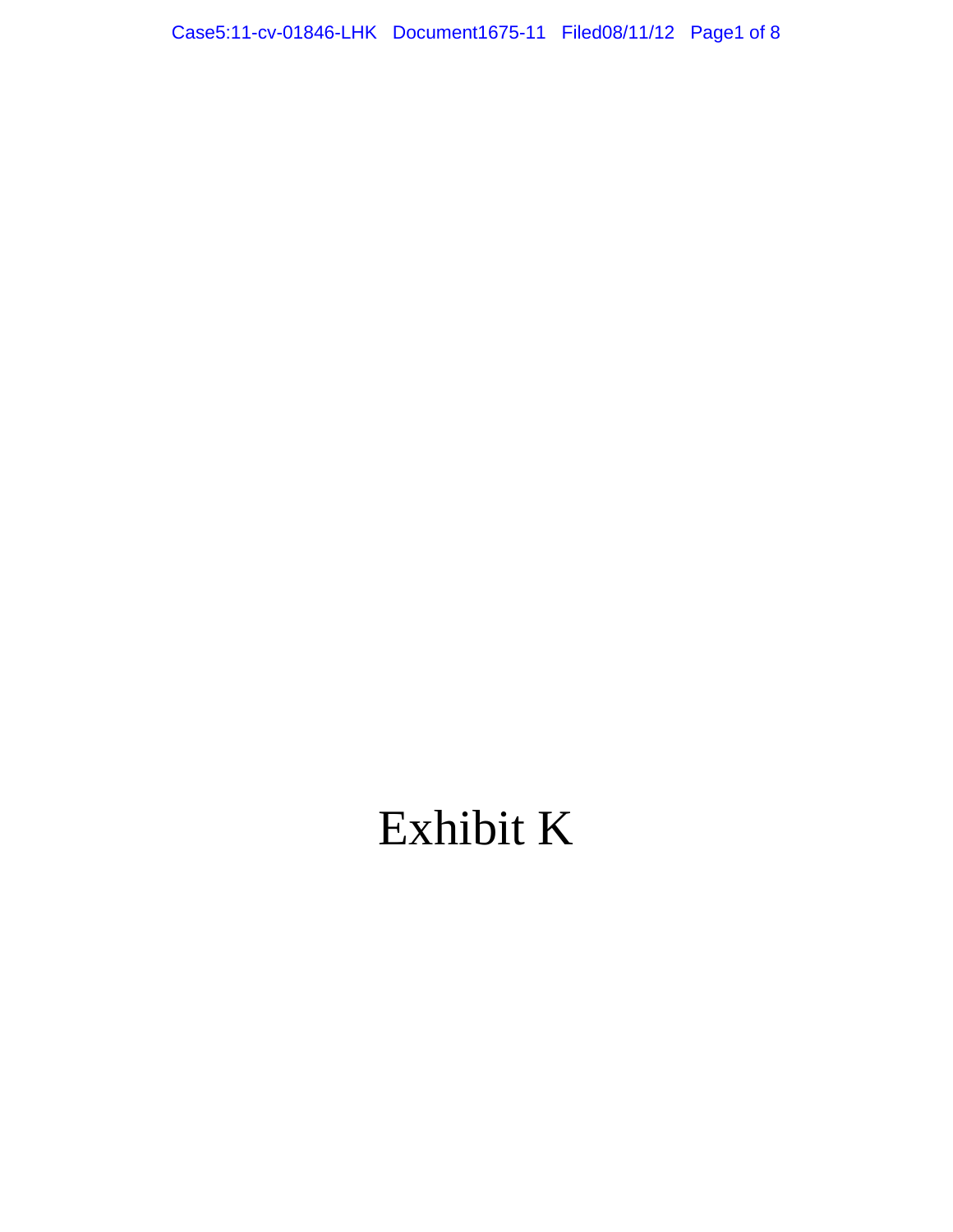# Exhibit K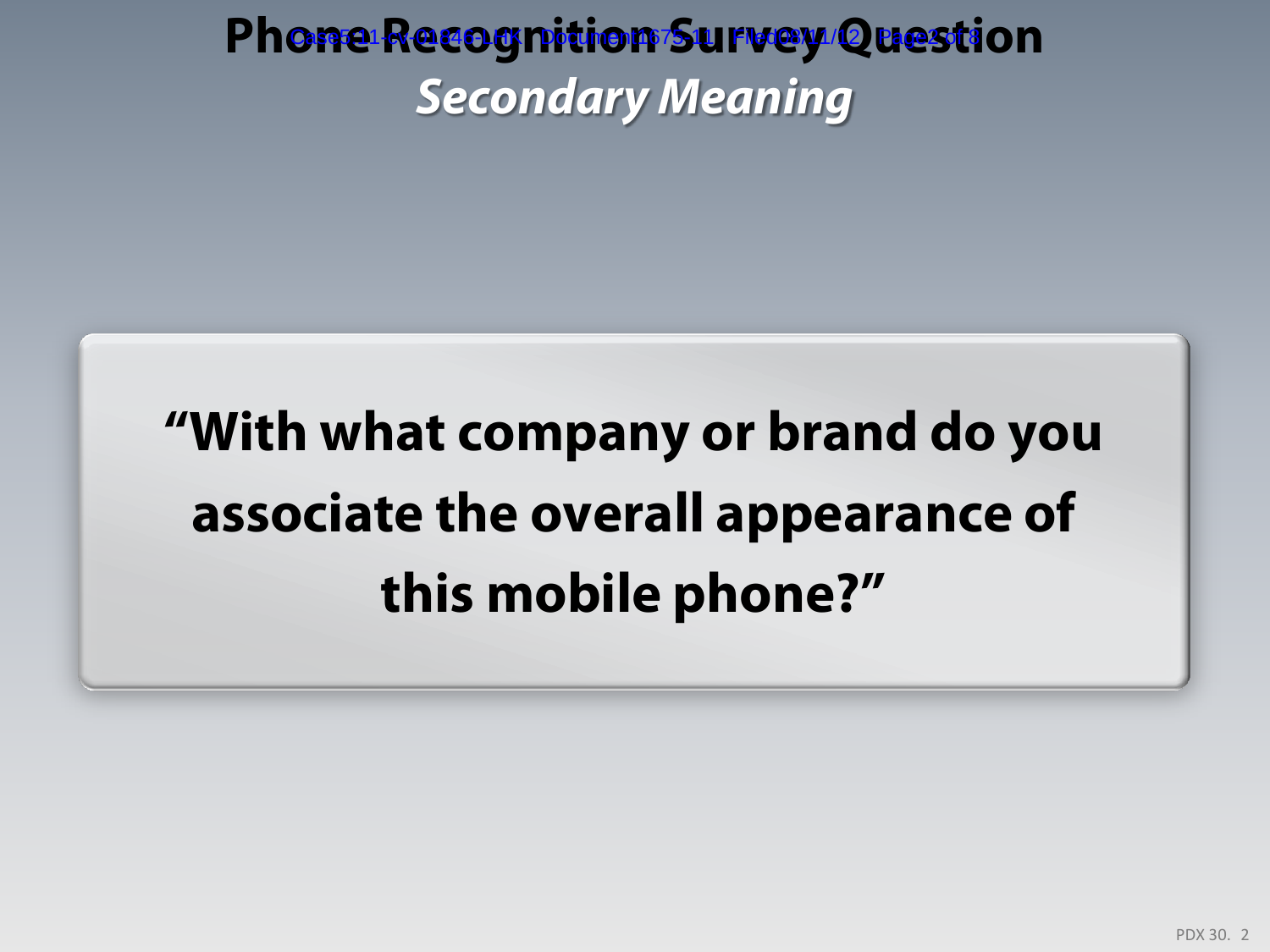# Phone Recognition Survey Question

## *Secondary Meaning*

**"With what company or brand do you associate the overall appearance of this mobile phone?"**

PDX 30. 2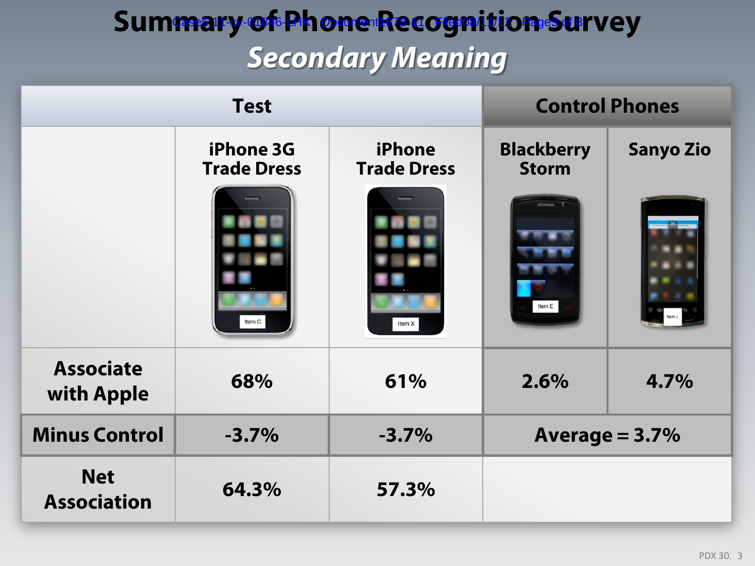# Summary of Phone Recognition Survey

## *Secondary Meaning*

| | Test | | Control Phones | |
|---|---|---|---|---|
| | iPhone 3G Trade Dress | iPhone Trade Dress | Blackberry Storm | Sanyo Zio |
| | Item C | Item X | Item E | Item J |
| Associate with Apple | 68% | 61% | 2.6% | 4.7% |
| Minus Control | -3.7% | -3.7% | Average = 3.7% | |
| Net Association | 64.3% | 57.3% | | |

PDX 30. 3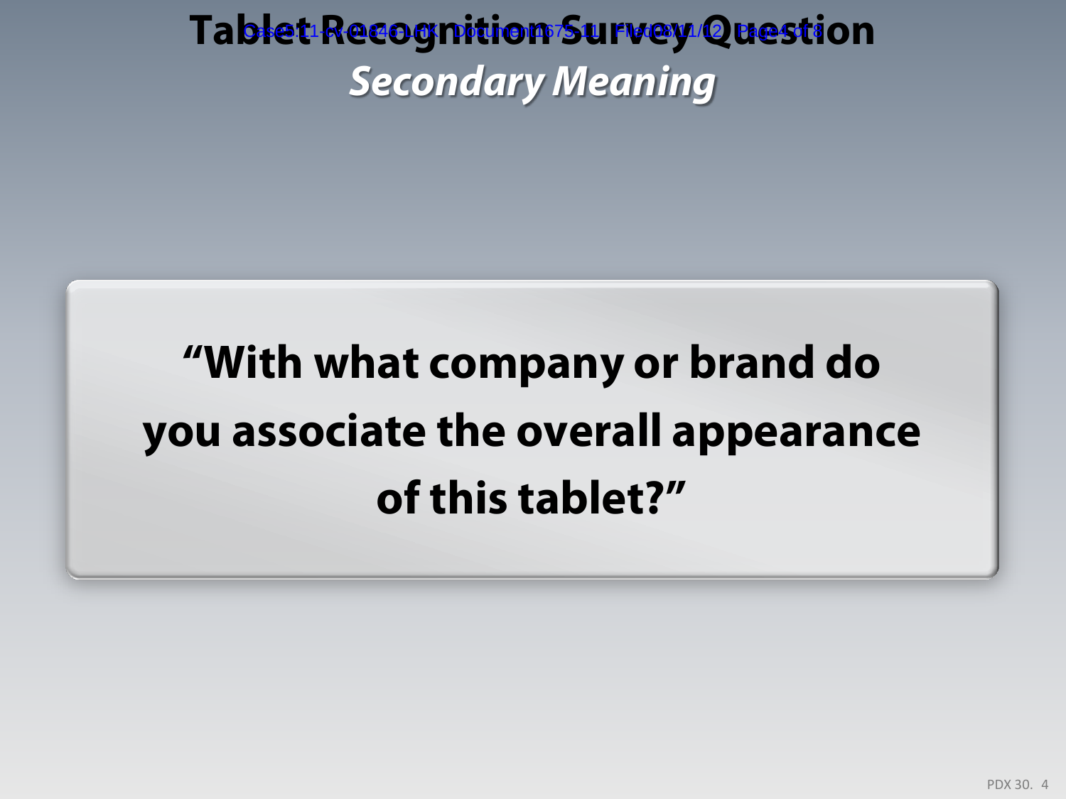# Tablet Recognition Survey Question

## *Secondary Meaning*

**"With what company or brand do you associate the overall appearance of this tablet?"**

PDX 30. 4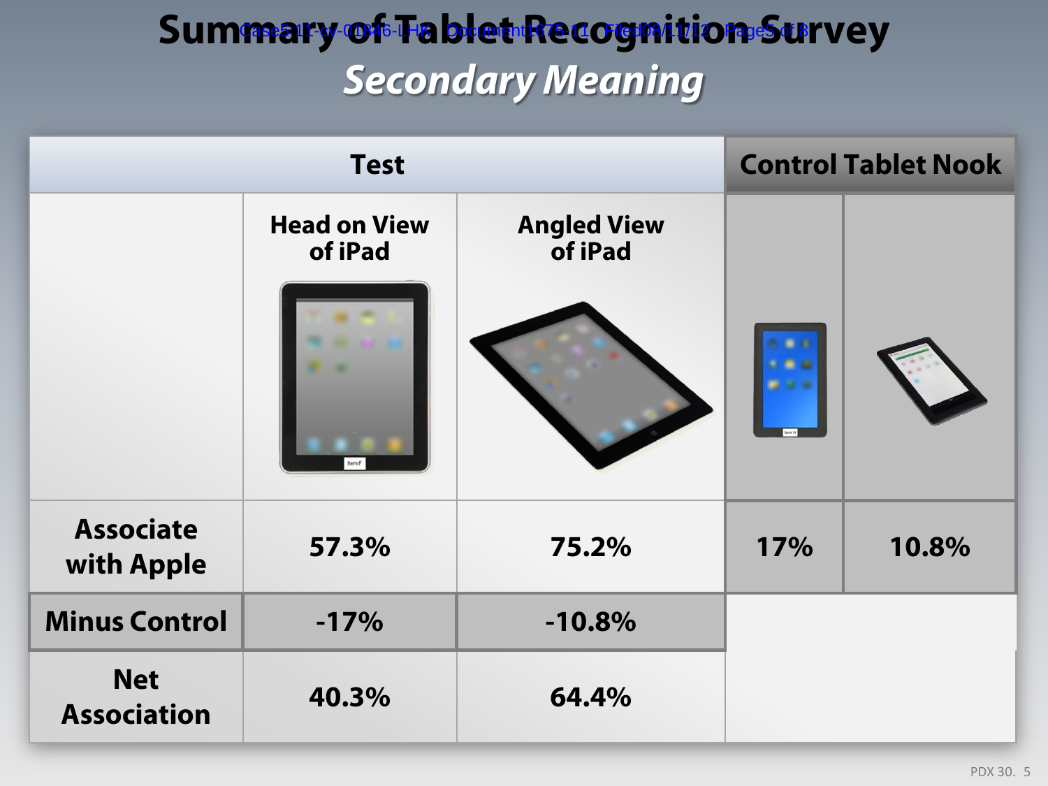# Summary of Tablet Recognition Survey

## *Secondary Meaning*

| | Test | | Control Tablet Nook | |
|---|---|---|---|---|
| | Head on View of iPad | Angled View of iPad | | |
| Associate with Apple | 57.3% | 75.2% | 17% | 10.8% |
| Minus Control | -17% | -10.8% | | |
| Net Association | 40.3% | 64.4% | | |

PDX 30. 5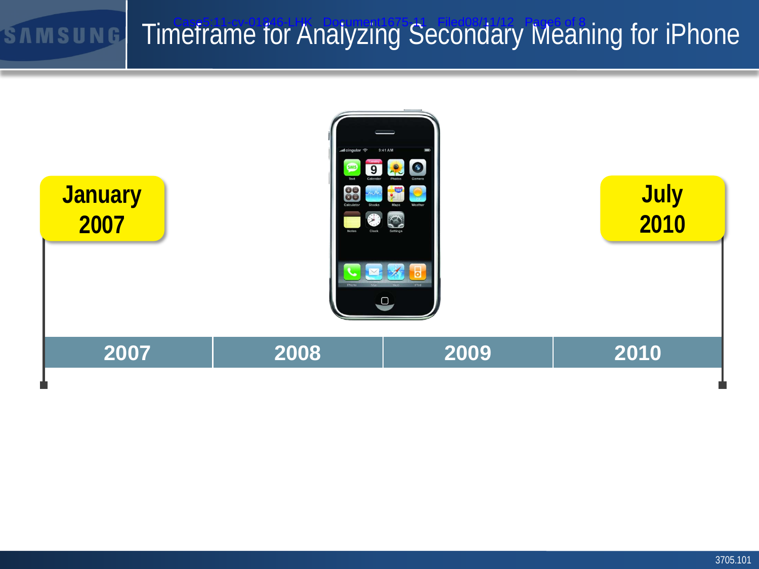# Timeframe for Analyzing Secondary Meaning for iPhone

**January 2007**

**July 2010**

| 2007 | 2008 | 2009 | 2010 |
|---|---|---|---|

3705.101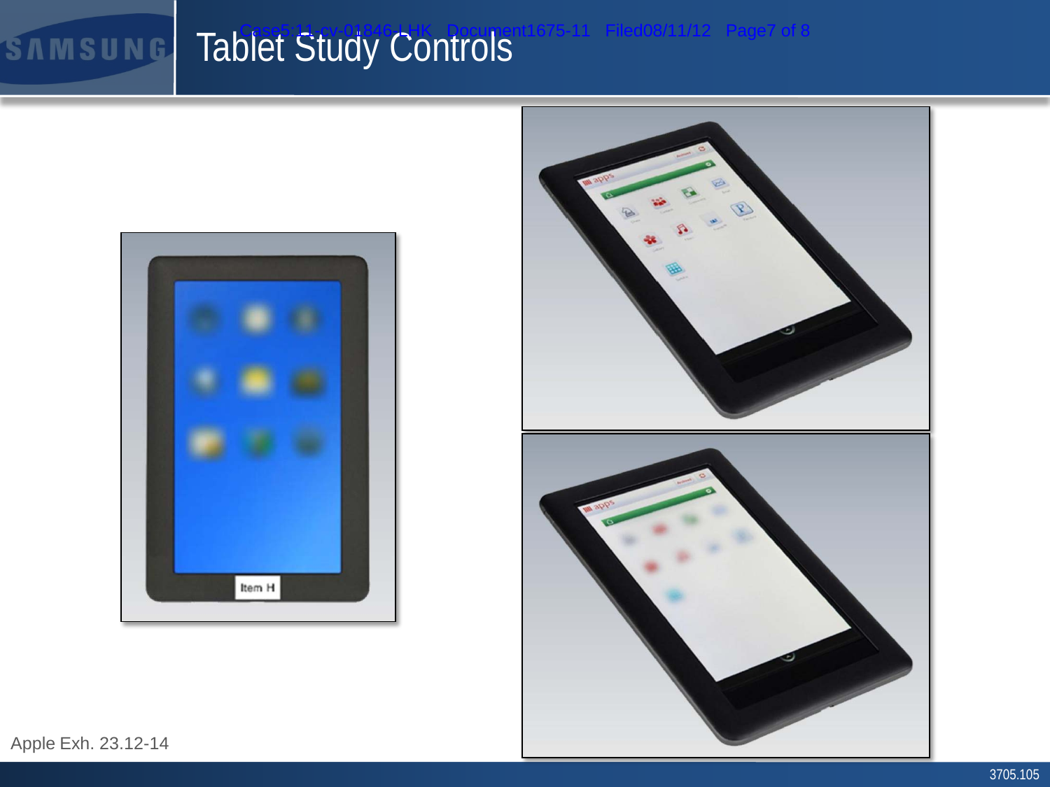# Tablet Study Controls

Item H

Apple Exh. 23.12-14

3705.105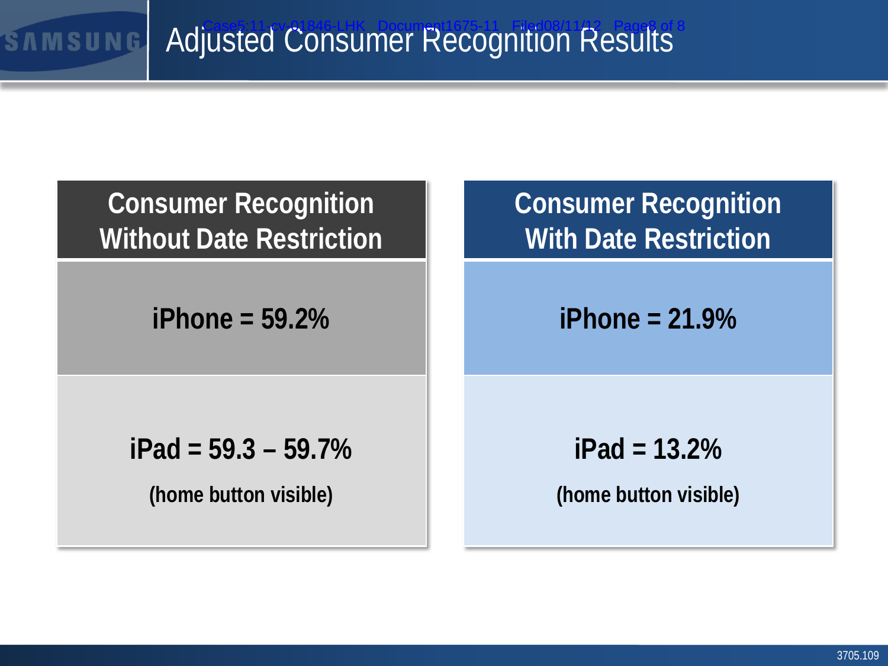# Adjusted Consumer Recognition Results

| Consumer Recognition Without Date Restriction | Consumer Recognition With Date Restriction |
|---|---|
| **iPhone = 59.2%** | **iPhone = 21.9%** |
| **iPad = 59.3 – 59.7%** (home button visible) | **iPad = 13.2%** (home button visible) |

3705.109